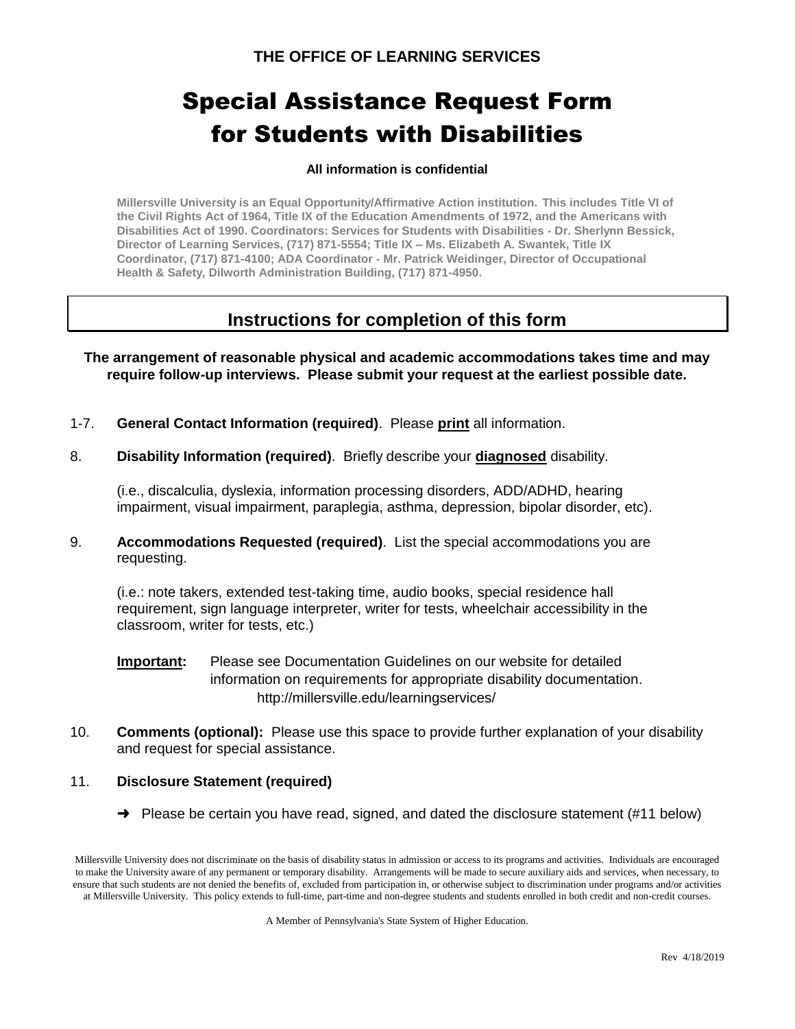**THE OFFICE OF LEARNING SERVICES**

# Special Assistance Request Form for Students with Disabilities

**All information is confidential**

**Millersville University is an Equal Opportunity/Affirmative Action institution. This includes Title VI of the Civil Rights Act of 1964, Title IX of the Education Amendments of 1972, and the Americans with Disabilities Act of 1990. Coordinators: Services for Students with Disabilities - Dr. Sherlynn Bessick, Director of Learning Services, (717) 871-5554; Title IX – Ms. Elizabeth A. Swantek, Title IX Coordinator, (717) 871-4100; ADA Coordinator - Mr. Patrick Weidinger, Director of Occupational Health & Safety, Dilworth Administration Building, (717) 871-4950.**

## Instructions for completion of this form

**The arrangement of reasonable physical and academic accommodations takes time and may require follow-up interviews. Please submit your request at the earliest possible date.**

1-7. **General Contact Information (required)**. Please **print** all information.

8. **Disability Information (required)**. Briefly describe your **diagnosed** disability.

   (i.e., discalculia, dyslexia, information processing disorders, ADD/ADHD, hearing impairment, visual impairment, paraplegia, asthma, depression, bipolar disorder, etc).

9. **Accommodations Requested (required)**. List the special accommodations you are requesting.

   (i.e.: note takers, extended test-taking time, audio books, special residence hall requirement, sign language interpreter, writer for tests, wheelchair accessibility in the classroom, writer for tests, etc.)

   **Important:** Please see Documentation Guidelines on our website for detailed information on requirements for appropriate disability documentation. http://millersville.edu/learningservices/

10. **Comments (optional):** Please use this space to provide further explanation of your disability and request for special assistance.

11. **Disclosure Statement (required)**

   ➜ Please be certain you have read, signed, and dated the disclosure statement (#11 below)

Millersville University does not discriminate on the basis of disability status in admission or access to its programs and activities. Individuals are encouraged to make the University aware of any permanent or temporary disability. Arrangements will be made to secure auxiliary aids and services, when necessary, to ensure that such students are not denied the benefits of, excluded from participation in, or otherwise subject to discrimination under programs and/or activities at Millersville University. This policy extends to full-time, part-time and non-degree students and students enrolled in both credit and non-credit courses.

A Member of Pennsylvania's State System of Higher Education.

Rev 4/18/2019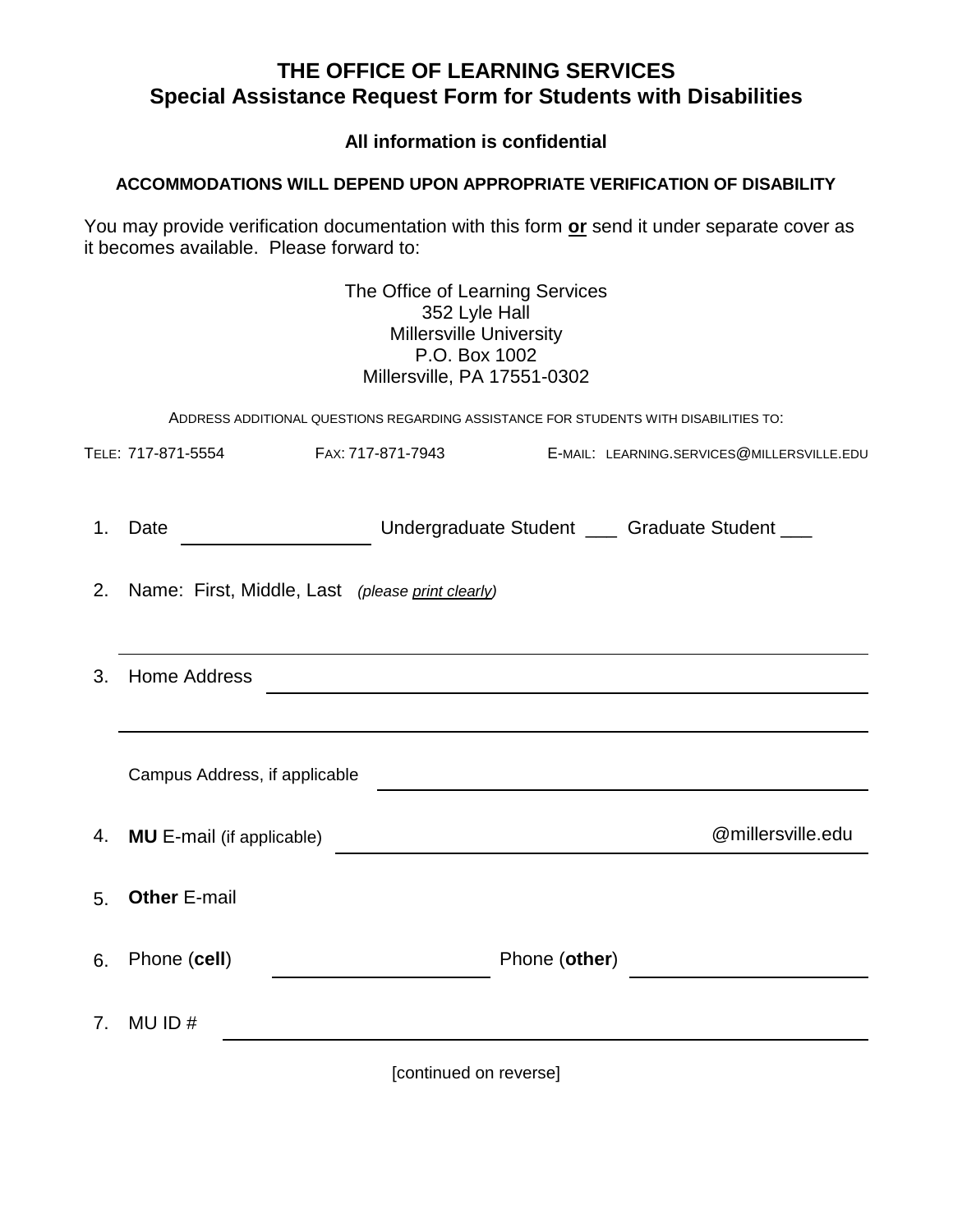# THE OFFICE OF LEARNING SERVICES
## Special Assistance Request Form for Students with Disabilities

**All information is confidential**

**ACCOMMODATIONS WILL DEPEND UPON APPROPRIATE VERIFICATION OF DISABILITY**

You may provide verification documentation with this form **or** send it under separate cover as it becomes available. Please forward to:

The Office of Learning Services
352 Lyle Hall
Millersville University
P.O. Box 1002
Millersville, PA 17551-0302

ADDRESS ADDITIONAL QUESTIONS REGARDING ASSISTANCE FOR STUDENTS WITH DISABILITIES TO:

TELE: 717-871-5554    FAX: 717-871-7943    E-MAIL: LEARNING.SERVICES@MILLERSVILLE.EDU

1. Date ________________ Undergraduate Student ___ Graduate Student ___

2. Name: First, Middle, Last *(please print clearly)*

   ____________________________________________

3. Home Address ____________________________________________

   ____________________________________________

   Campus Address, if applicable ____________________________________________

4. **MU** E-mail (if applicable) ______________________ @millersville.edu

5. **Other** E-mail

6. Phone (**cell**) ________________ Phone (**other**) ________________

7. MU ID # ____________________________________________

[continued on reverse]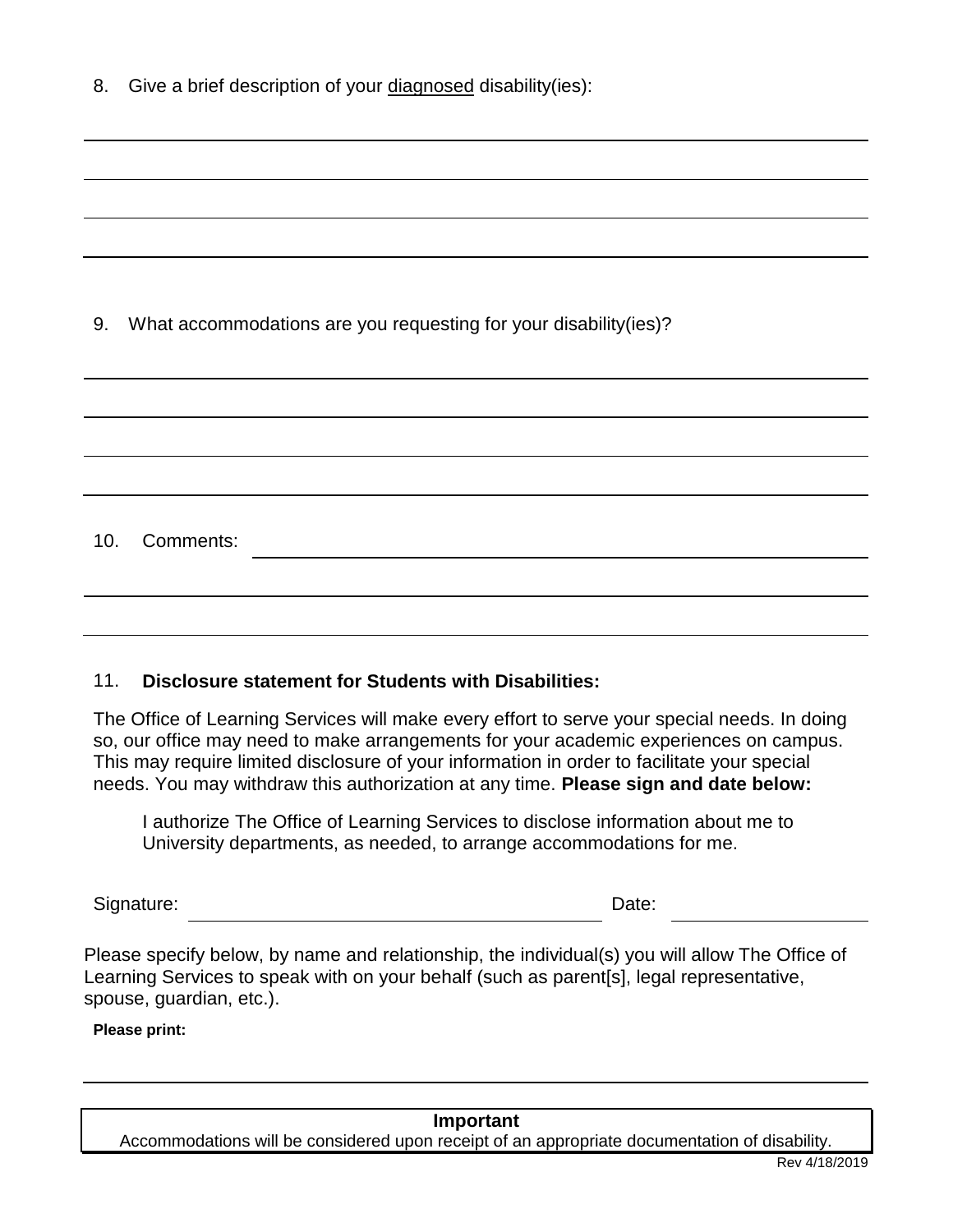8. Give a brief description of your diagnosed disability(ies):

______________________________________________________________________

______________________________________________________________________

______________________________________________________________________

______________________________________________________________________

9. What accommodations are you requesting for your disability(ies)?

______________________________________________________________________

______________________________________________________________________

______________________________________________________________________

______________________________________________________________________

10. Comments: ____________________________________________________________

______________________________________________________________________

______________________________________________________________________

11. **Disclosure statement for Students with Disabilities:**

The Office of Learning Services will make every effort to serve your special needs. In doing so, our office may need to make arrangements for your academic experiences on campus. This may require limited disclosure of your information in order to facilitate your special needs. You may withdraw this authorization at any time. **Please sign and date below:**

I authorize The Office of Learning Services to disclose information about me to University departments, as needed, to arrange accommodations for me.

Signature: ______________________________ Date: ______________

Please specify below, by name and relationship, the individual(s) you will allow The Office of Learning Services to speak with on your behalf (such as parent[s], legal representative, spouse, guardian, etc.).

**Please print:**

______________________________________________________________________

**Important**

Accommodations will be considered upon receipt of an appropriate documentation of disability.

Rev 4/18/2019